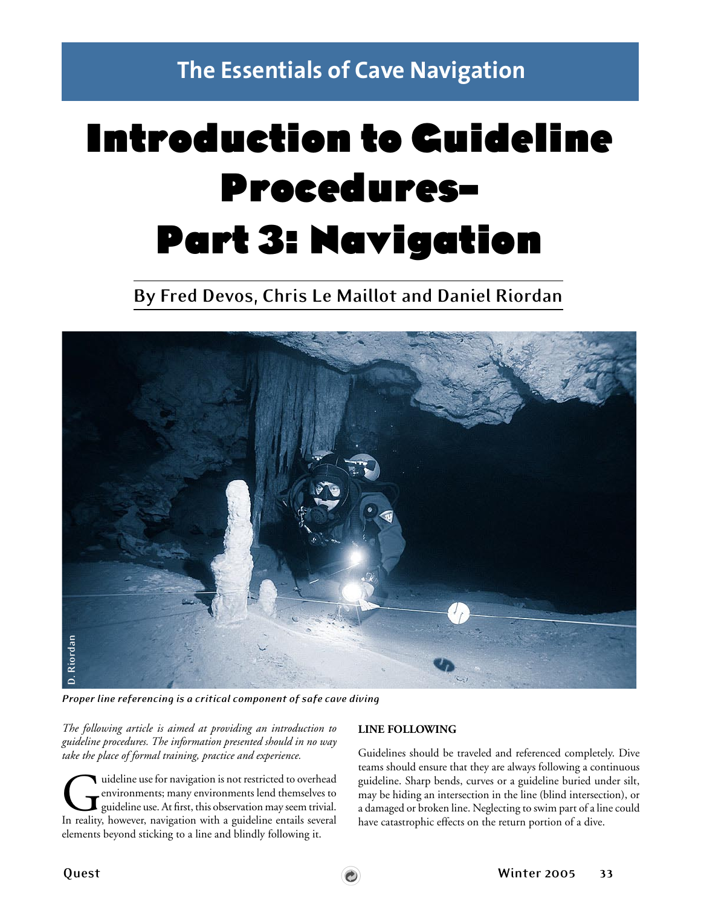## The Essentials of Cave Navigation

# Introduction to Guideline Procedures– Part 3: Navigation

**By Fred Devos, Chris Le Maillot and Daniel Riordan**

***Proper line referencing is a critical component of safe cave diving***

*The following article is aimed at providing an introduction to guideline procedures. The information presented should in no way take the place of formal training, practice and experience.*

Guideline use for navigation is not restricted to overhead environments; many environments lend themselves to guideline use. At first, this observation may seem trivial. In reality, however, navigation with a guideline entails several elements beyond sticking to a line and blindly following it.

### LINE FOLLOWING

Guidelines should be traveled and referenced completely. Dive teams should ensure that they are always following a continuous guideline. Sharp bends, curves or a guideline buried under silt, may be hiding an intersection in the line (blind intersection), or a damaged or broken line. Neglecting to swim part of a line could have catastrophic effects on the return portion of a dive.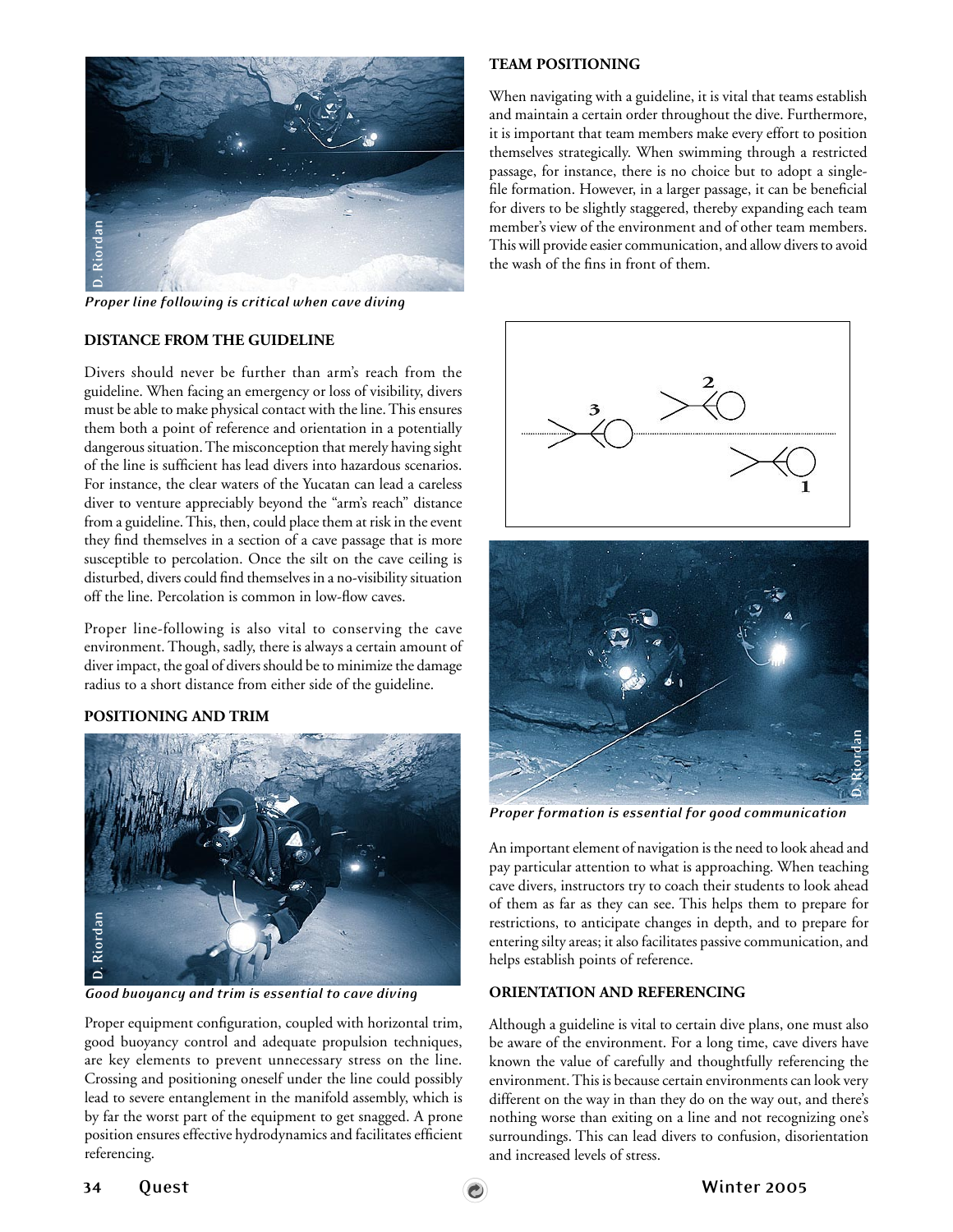Proper line following is critical when cave diving

### DISTANCE FROM THE GUIDELINE

Divers should never be further than arm's reach from the guideline. When facing an emergency or loss of visibility, divers must be able to make physical contact with the line. This ensures them both a point of reference and orientation in a potentially dangerous situation. The misconception that merely having sight of the line is sufficient has lead divers into hazardous scenarios. For instance, the clear waters of the Yucatan can lead a careless diver to venture appreciably beyond the "arm's reach" distance from a guideline. This, then, could place them at risk in the event they find themselves in a section of a cave passage that is more susceptible to percolation. Once the silt on the cave ceiling is disturbed, divers could find themselves in a no-visibility situation off the line. Percolation is common in low-flow caves.

Proper line-following is also vital to conserving the cave environment. Though, sadly, there is always a certain amount of diver impact, the goal of divers should be to minimize the damage radius to a short distance from either side of the guideline.

### POSITIONING AND TRIM

Good buoyancy and trim is essential to cave diving

Proper equipment configuration, coupled with horizontal trim, good buoyancy control and adequate propulsion techniques, are key elements to prevent unnecessary stress on the line. Crossing and positioning oneself under the line could possibly lead to severe entanglement in the manifold assembly, which is by far the worst part of the equipment to get snagged. A prone position ensures effective hydrodynamics and facilitates efficient referencing.

### TEAM POSITIONING

When navigating with a guideline, it is vital that teams establish and maintain a certain order throughout the dive. Furthermore, it is important that team members make every effort to position themselves strategically. When swimming through a restricted passage, for instance, there is no choice but to adopt a single-file formation. However, in a larger passage, it can be beneficial for divers to be slightly staggered, thereby expanding each team member's view of the environment and of other team members. This will provide easier communication, and allow divers to avoid the wash of the fins in front of them.

Proper formation is essential for good communication

An important element of navigation is the need to look ahead and pay particular attention to what is approaching. When teaching cave divers, instructors try to coach their students to look ahead of them as far as they can see. This helps them to prepare for restrictions, to anticipate changes in depth, and to prepare for entering silty areas; it also facilitates passive communication, and helps establish points of reference.

### ORIENTATION AND REFERENCING

Although a guideline is vital to certain dive plans, one must also be aware of the environment. For a long time, cave divers have known the value of carefully and thoughtfully referencing the environment. This is because certain environments can look very different on the way in than they do on the way out, and there's nothing worse than exiting on a line and not recognizing one's surroundings. This can lead divers to confusion, disorientation and increased levels of stress.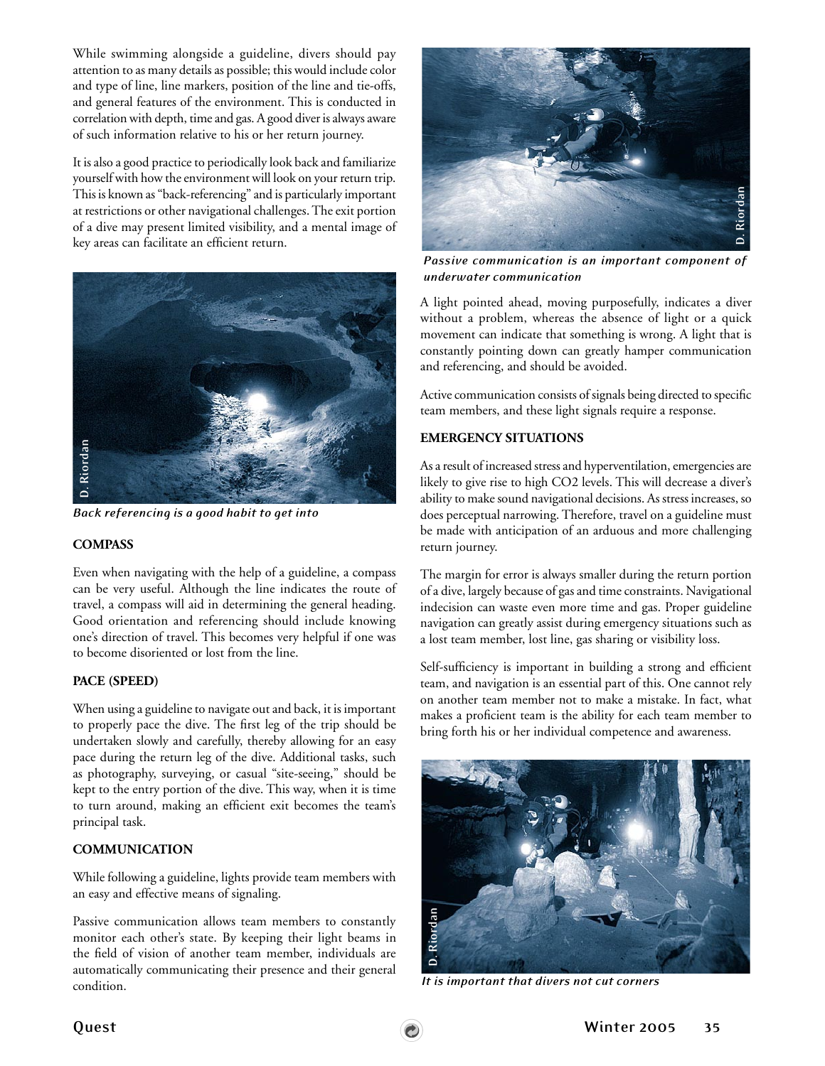While swimming alongside a guideline, divers should pay attention to as many details as possible; this would include color and type of line, line markers, position of the line and tie-offs, and general features of the environment. This is conducted in correlation with depth, time and gas. A good diver is always aware of such information relative to his or her return journey.

It is also a good practice to periodically look back and familiarize yourself with how the environment will look on your return trip. This is known as "back-referencing" and is particularly important at restrictions or other navigational challenges. The exit portion of a dive may present limited visibility, and a mental image of key areas can facilitate an efficient return.

*Back referencing is a good habit to get into*

### COMPASS

Even when navigating with the help of a guideline, a compass can be very useful. Although the line indicates the route of travel, a compass will aid in determining the general heading. Good orientation and referencing should include knowing one's direction of travel. This becomes very helpful if one was to become disoriented or lost from the line.

### PACE (SPEED)

When using a guideline to navigate out and back, it is important to properly pace the dive. The first leg of the trip should be undertaken slowly and carefully, thereby allowing for an easy pace during the return leg of the dive. Additional tasks, such as photography, surveying, or casual "site-seeing," should be kept to the entry portion of the dive. This way, when it is time to turn around, making an efficient exit becomes the team's principal task.

### COMMUNICATION

While following a guideline, lights provide team members with an easy and effective means of signaling.

Passive communication allows team members to constantly monitor each other's state. By keeping their light beams in the field of vision of another team member, individuals are automatically communicating their presence and their general condition.

*Passive communication is an important component of underwater communication*

A light pointed ahead, moving purposefully, indicates a diver without a problem, whereas the absence of light or a quick movement can indicate that something is wrong. A light that is constantly pointing down can greatly hamper communication and referencing, and should be avoided.

Active communication consists of signals being directed to specific team members, and these light signals require a response.

### EMERGENCY SITUATIONS

As a result of increased stress and hyperventilation, emergencies are likely to give rise to high $CO_2$ levels. This will decrease a diver's ability to make sound navigational decisions. As stress increases, so does perceptual narrowing. Therefore, travel on a guideline must be made with anticipation of an arduous and more challenging return journey.

The margin for error is always smaller during the return portion of a dive, largely because of gas and time constraints. Navigational indecision can waste even more time and gas. Proper guideline navigation can greatly assist during emergency situations such as a lost team member, lost line, gas sharing or visibility loss.

Self-sufficiency is important in building a strong and efficient team, and navigation is an essential part of this. One cannot rely on another team member not to make a mistake. In fact, what makes a proficient team is the ability for each team member to bring forth his or her individual competence and awareness.

*It is important that divers not cut corners*